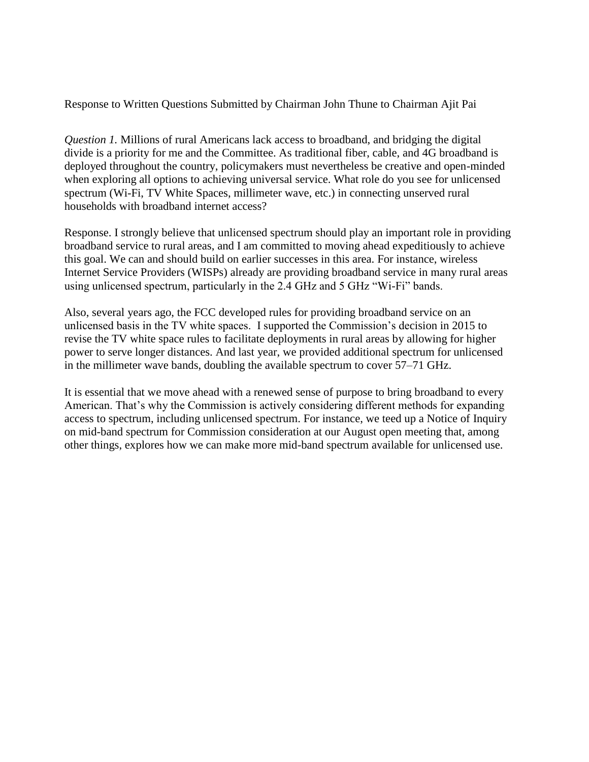Response to Written Questions Submitted by Chairman John Thune to Chairman Ajit Pai

*Question 1.* Millions of rural Americans lack access to broadband, and bridging the digital divide is a priority for me and the Committee. As traditional fiber, cable, and 4G broadband is deployed throughout the country, policymakers must nevertheless be creative and open-minded when exploring all options to achieving universal service. What role do you see for unlicensed spectrum (Wi-Fi, TV White Spaces, millimeter wave, etc.) in connecting unserved rural households with broadband internet access?

Response. I strongly believe that unlicensed spectrum should play an important role in providing broadband service to rural areas, and I am committed to moving ahead expeditiously to achieve this goal. We can and should build on earlier successes in this area. For instance, wireless Internet Service Providers (WISPs) already are providing broadband service in many rural areas using unlicensed spectrum, particularly in the 2.4 GHz and 5 GHz "Wi-Fi" bands.

Also, several years ago, the FCC developed rules for providing broadband service on an unlicensed basis in the TV white spaces. I supported the Commission's decision in 2015 to revise the TV white space rules to facilitate deployments in rural areas by allowing for higher power to serve longer distances. And last year, we provided additional spectrum for unlicensed in the millimeter wave bands, doubling the available spectrum to cover 57–71 GHz.

It is essential that we move ahead with a renewed sense of purpose to bring broadband to every American. That's why the Commission is actively considering different methods for expanding access to spectrum, including unlicensed spectrum. For instance, we teed up a Notice of Inquiry on mid-band spectrum for Commission consideration at our August open meeting that, among other things, explores how we can make more mid-band spectrum available for unlicensed use.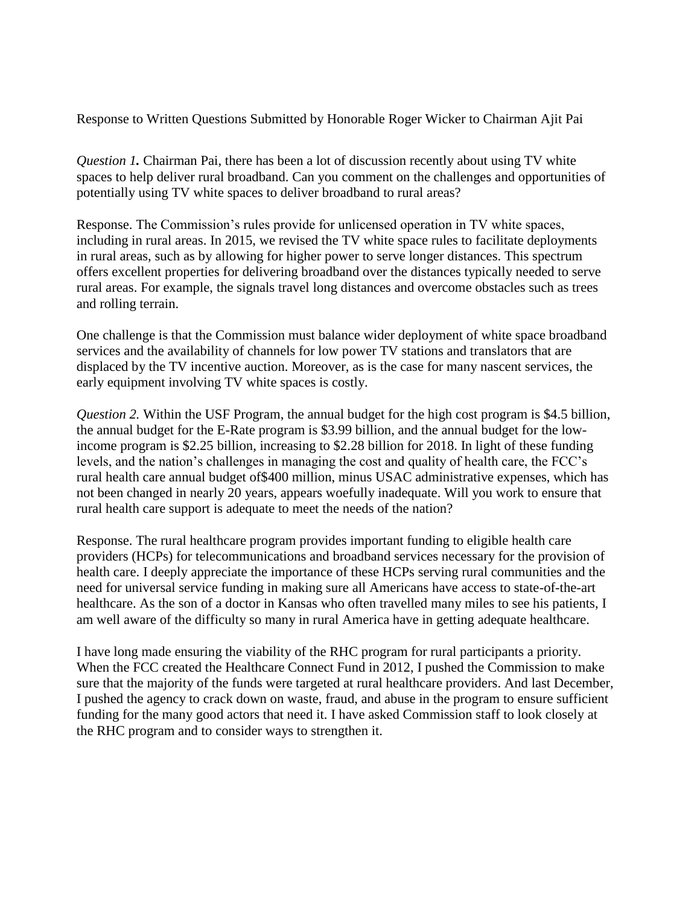Response to Written Questions Submitted by Honorable Roger Wicker to Chairman Ajit Pai

*Question 1.* Chairman Pai, there has been a lot of discussion recently about using TV white spaces to help deliver rural broadband. Can you comment on the challenges and opportunities of potentially using TV white spaces to deliver broadband to rural areas?

Response. The Commission's rules provide for unlicensed operation in TV white spaces, including in rural areas. In 2015, we revised the TV white space rules to facilitate deployments in rural areas, such as by allowing for higher power to serve longer distances. This spectrum offers excellent properties for delivering broadband over the distances typically needed to serve rural areas. For example, the signals travel long distances and overcome obstacles such as trees and rolling terrain.

One challenge is that the Commission must balance wider deployment of white space broadband services and the availability of channels for low power TV stations and translators that are displaced by the TV incentive auction. Moreover, as is the case for many nascent services, the early equipment involving TV white spaces is costly.

*Question 2.* Within the USF Program, the annual budget for the high cost program is $4.5 billion, the annual budget for the E-Rate program is $3.99 billion, and the annual budget for the low-income program is $2.25 billion, increasing to $2.28 billion for 2018. In light of these funding levels, and the nation's challenges in managing the cost and quality of health care, the FCC's rural health care annual budget of$400 million, minus USAC administrative expenses, which has not been changed in nearly 20 years, appears woefully inadequate. Will you work to ensure that rural health care support is adequate to meet the needs of the nation?

Response. The rural healthcare program provides important funding to eligible health care providers (HCPs) for telecommunications and broadband services necessary for the provision of health care. I deeply appreciate the importance of these HCPs serving rural communities and the need for universal service funding in making sure all Americans have access to state-of-the-art healthcare. As the son of a doctor in Kansas who often travelled many miles to see his patients, I am well aware of the difficulty so many in rural America have in getting adequate healthcare.

I have long made ensuring the viability of the RHC program for rural participants a priority. When the FCC created the Healthcare Connect Fund in 2012, I pushed the Commission to make sure that the majority of the funds were targeted at rural healthcare providers. And last December, I pushed the agency to crack down on waste, fraud, and abuse in the program to ensure sufficient funding for the many good actors that need it. I have asked Commission staff to look closely at the RHC program and to consider ways to strengthen it.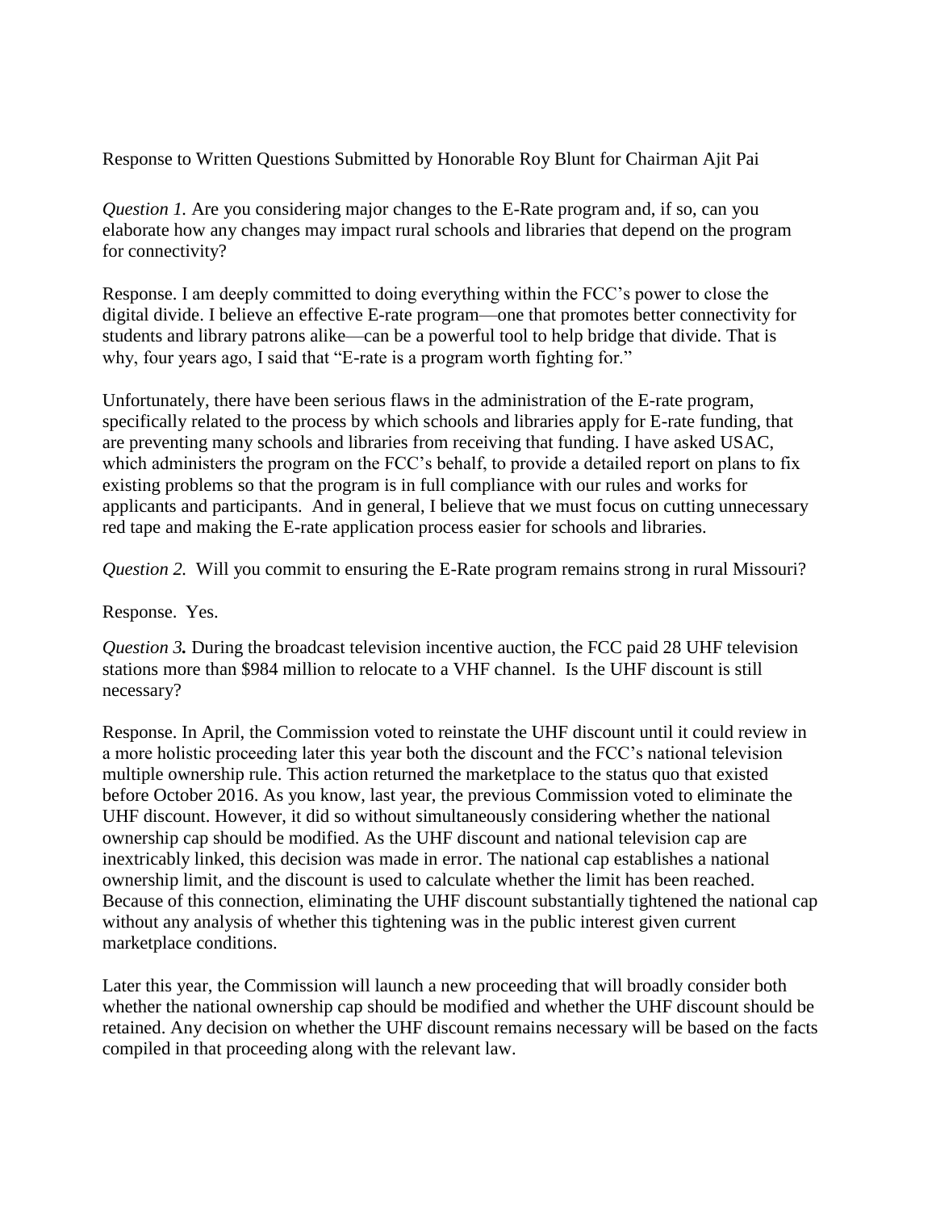Response to Written Questions Submitted by Honorable Roy Blunt for Chairman Ajit Pai

*Question 1.* Are you considering major changes to the E-Rate program and, if so, can you elaborate how any changes may impact rural schools and libraries that depend on the program for connectivity?

Response. I am deeply committed to doing everything within the FCC's power to close the digital divide. I believe an effective E-rate program—one that promotes better connectivity for students and library patrons alike—can be a powerful tool to help bridge that divide. That is why, four years ago, I said that "E-rate is a program worth fighting for."

Unfortunately, there have been serious flaws in the administration of the E-rate program, specifically related to the process by which schools and libraries apply for E-rate funding, that are preventing many schools and libraries from receiving that funding. I have asked USAC, which administers the program on the FCC's behalf, to provide a detailed report on plans to fix existing problems so that the program is in full compliance with our rules and works for applicants and participants. And in general, I believe that we must focus on cutting unnecessary red tape and making the E-rate application process easier for schools and libraries.

*Question 2.* Will you commit to ensuring the E-Rate program remains strong in rural Missouri?

Response. Yes.

*Question 3.* During the broadcast television incentive auction, the FCC paid 28 UHF television stations more than $984 million to relocate to a VHF channel. Is the UHF discount is still necessary?

Response. In April, the Commission voted to reinstate the UHF discount until it could review in a more holistic proceeding later this year both the discount and the FCC's national television multiple ownership rule. This action returned the marketplace to the status quo that existed before October 2016. As you know, last year, the previous Commission voted to eliminate the UHF discount. However, it did so without simultaneously considering whether the national ownership cap should be modified. As the UHF discount and national television cap are inextricably linked, this decision was made in error. The national cap establishes a national ownership limit, and the discount is used to calculate whether the limit has been reached. Because of this connection, eliminating the UHF discount substantially tightened the national cap without any analysis of whether this tightening was in the public interest given current marketplace conditions.

Later this year, the Commission will launch a new proceeding that will broadly consider both whether the national ownership cap should be modified and whether the UHF discount should be retained. Any decision on whether the UHF discount remains necessary will be based on the facts compiled in that proceeding along with the relevant law.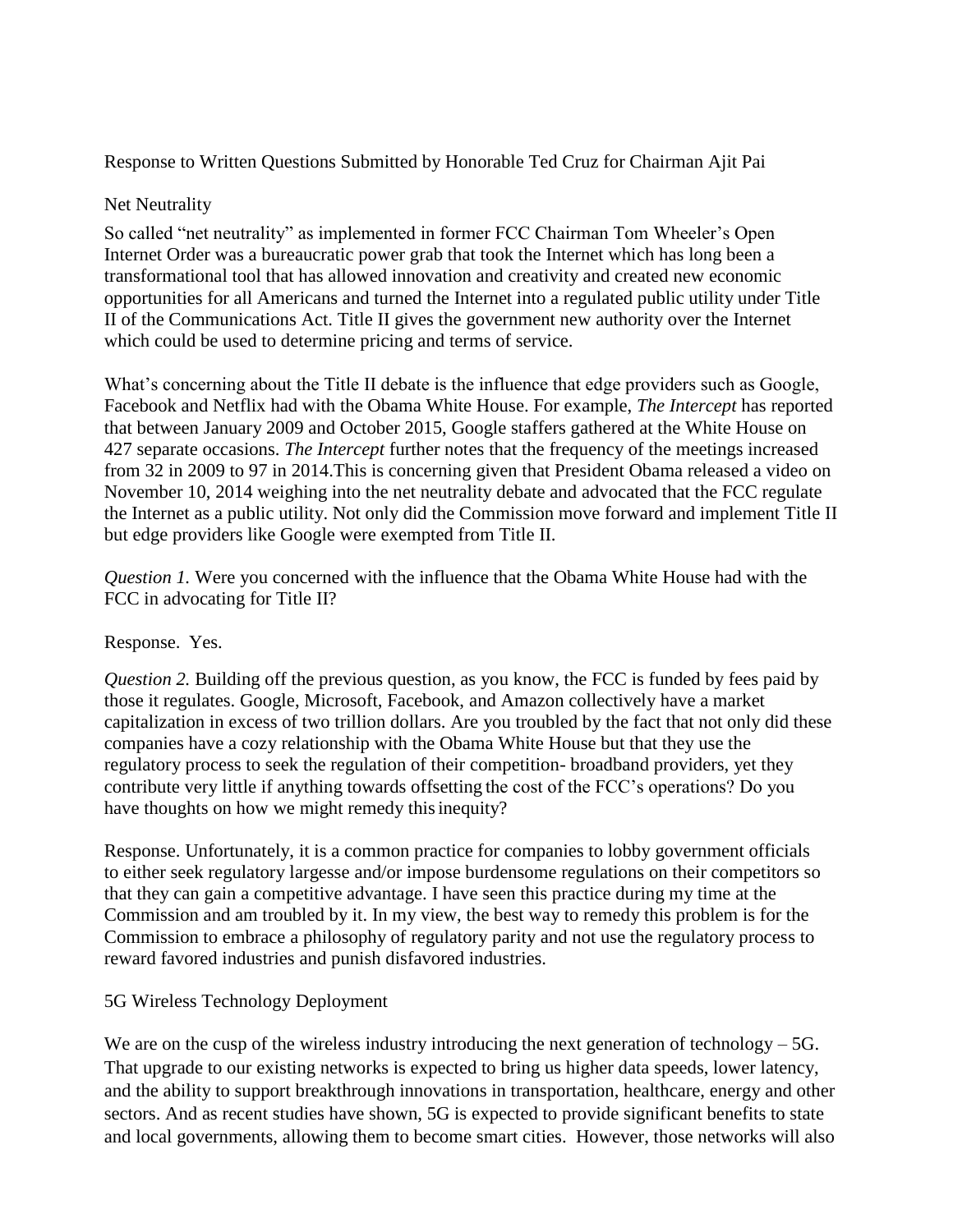Response to Written Questions Submitted by Honorable Ted Cruz for Chairman Ajit Pai

## Net Neutrality

So called "net neutrality" as implemented in former FCC Chairman Tom Wheeler's Open Internet Order was a bureaucratic power grab that took the Internet which has long been a transformational tool that has allowed innovation and creativity and created new economic opportunities for all Americans and turned the Internet into a regulated public utility under Title II of the Communications Act. Title II gives the government new authority over the Internet which could be used to determine pricing and terms of service.

What's concerning about the Title II debate is the influence that edge providers such as Google, Facebook and Netflix had with the Obama White House. For example, *The Intercept* has reported that between January 2009 and October 2015, Google staffers gathered at the White House on 427 separate occasions. *The Intercept* further notes that the frequency of the meetings increased from 32 in 2009 to 97 in 2014.This is concerning given that President Obama released a video on November 10, 2014 weighing into the net neutrality debate and advocated that the FCC regulate the Internet as a public utility. Not only did the Commission move forward and implement Title II but edge providers like Google were exempted from Title II.

*Question 1.* Were you concerned with the influence that the Obama White House had with the FCC in advocating for Title II?

Response. Yes.

*Question 2.* Building off the previous question, as you know, the FCC is funded by fees paid by those it regulates. Google, Microsoft, Facebook, and Amazon collectively have a market capitalization in excess of two trillion dollars. Are you troubled by the fact that not only did these companies have a cozy relationship with the Obama White House but that they use the regulatory process to seek the regulation of their competition- broadband providers, yet they contribute very little if anything towards offsetting the cost of the FCC's operations? Do you have thoughts on how we might remedy this inequity?

Response. Unfortunately, it is a common practice for companies to lobby government officials to either seek regulatory largesse and/or impose burdensome regulations on their competitors so that they can gain a competitive advantage. I have seen this practice during my time at the Commission and am troubled by it. In my view, the best way to remedy this problem is for the Commission to embrace a philosophy of regulatory parity and not use the regulatory process to reward favored industries and punish disfavored industries.

## 5G Wireless Technology Deployment

We are on the cusp of the wireless industry introducing the next generation of technology – 5G. That upgrade to our existing networks is expected to bring us higher data speeds, lower latency, and the ability to support breakthrough innovations in transportation, healthcare, energy and other sectors. And as recent studies have shown, 5G is expected to provide significant benefits to state and local governments, allowing them to become smart cities. However, those networks will also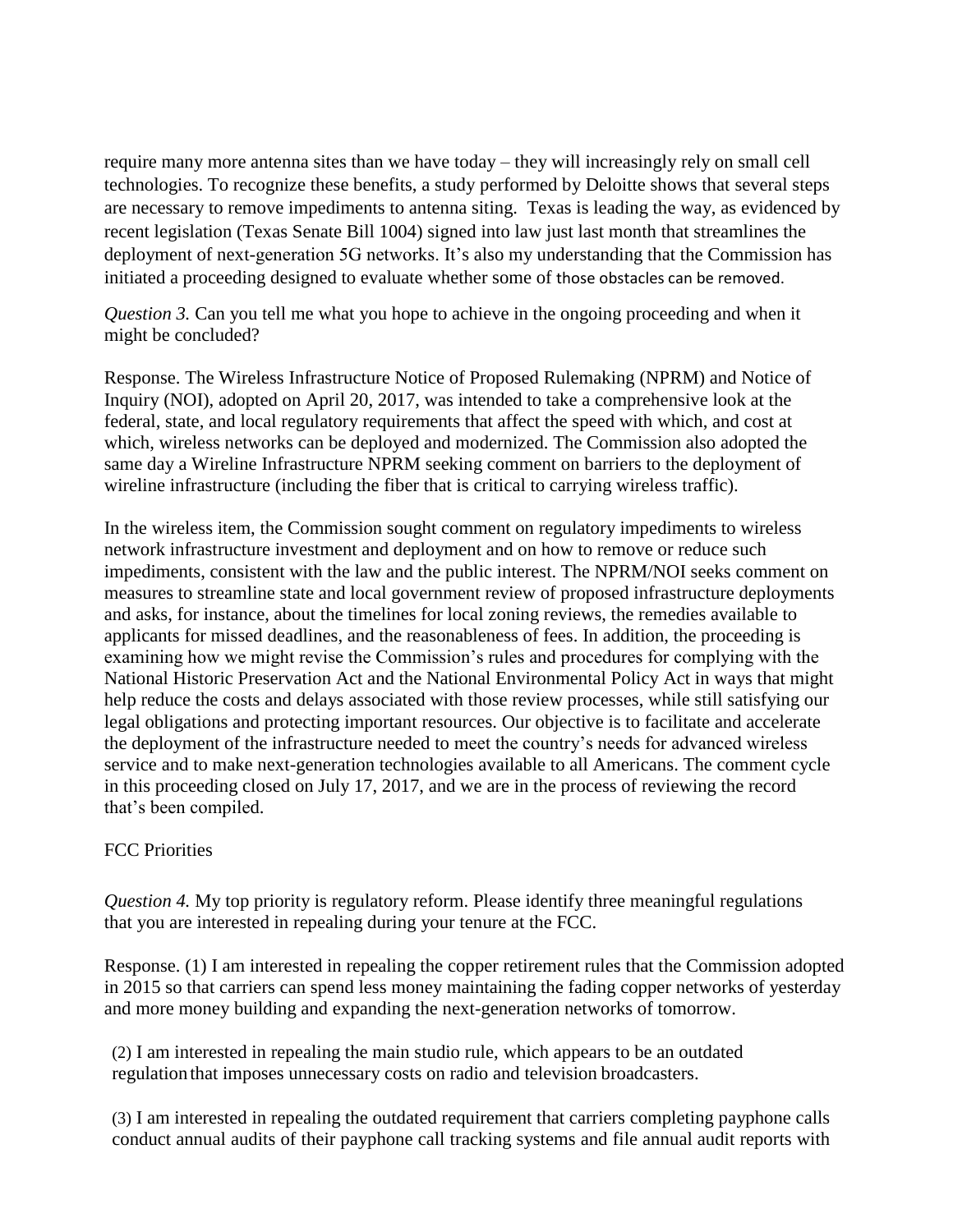require many more antenna sites than we have today – they will increasingly rely on small cell technologies. To recognize these benefits, a study performed by Deloitte shows that several steps are necessary to remove impediments to antenna siting. Texas is leading the way, as evidenced by recent legislation (Texas Senate Bill 1004) signed into law just last month that streamlines the deployment of next-generation 5G networks. It's also my understanding that the Commission has initiated a proceeding designed to evaluate whether some of those obstacles can be removed.

*Question 3.* Can you tell me what you hope to achieve in the ongoing proceeding and when it might be concluded?

Response. The Wireless Infrastructure Notice of Proposed Rulemaking (NPRM) and Notice of Inquiry (NOI), adopted on April 20, 2017, was intended to take a comprehensive look at the federal, state, and local regulatory requirements that affect the speed with which, and cost at which, wireless networks can be deployed and modernized. The Commission also adopted the same day a Wireline Infrastructure NPRM seeking comment on barriers to the deployment of wireline infrastructure (including the fiber that is critical to carrying wireless traffic).

In the wireless item, the Commission sought comment on regulatory impediments to wireless network infrastructure investment and deployment and on how to remove or reduce such impediments, consistent with the law and the public interest. The NPRM/NOI seeks comment on measures to streamline state and local government review of proposed infrastructure deployments and asks, for instance, about the timelines for local zoning reviews, the remedies available to applicants for missed deadlines, and the reasonableness of fees. In addition, the proceeding is examining how we might revise the Commission's rules and procedures for complying with the National Historic Preservation Act and the National Environmental Policy Act in ways that might help reduce the costs and delays associated with those review processes, while still satisfying our legal obligations and protecting important resources. Our objective is to facilitate and accelerate the deployment of the infrastructure needed to meet the country's needs for advanced wireless service and to make next-generation technologies available to all Americans. The comment cycle in this proceeding closed on July 17, 2017, and we are in the process of reviewing the record that's been compiled.

FCC Priorities

*Question 4.* My top priority is regulatory reform. Please identify three meaningful regulations that you are interested in repealing during your tenure at the FCC.

Response. (1) I am interested in repealing the copper retirement rules that the Commission adopted in 2015 so that carriers can spend less money maintaining the fading copper networks of yesterday and more money building and expanding the next-generation networks of tomorrow.

(2) I am interested in repealing the main studio rule, which appears to be an outdated regulation that imposes unnecessary costs on radio and television broadcasters.

(3) I am interested in repealing the outdated requirement that carriers completing payphone calls conduct annual audits of their payphone call tracking systems and file annual audit reports with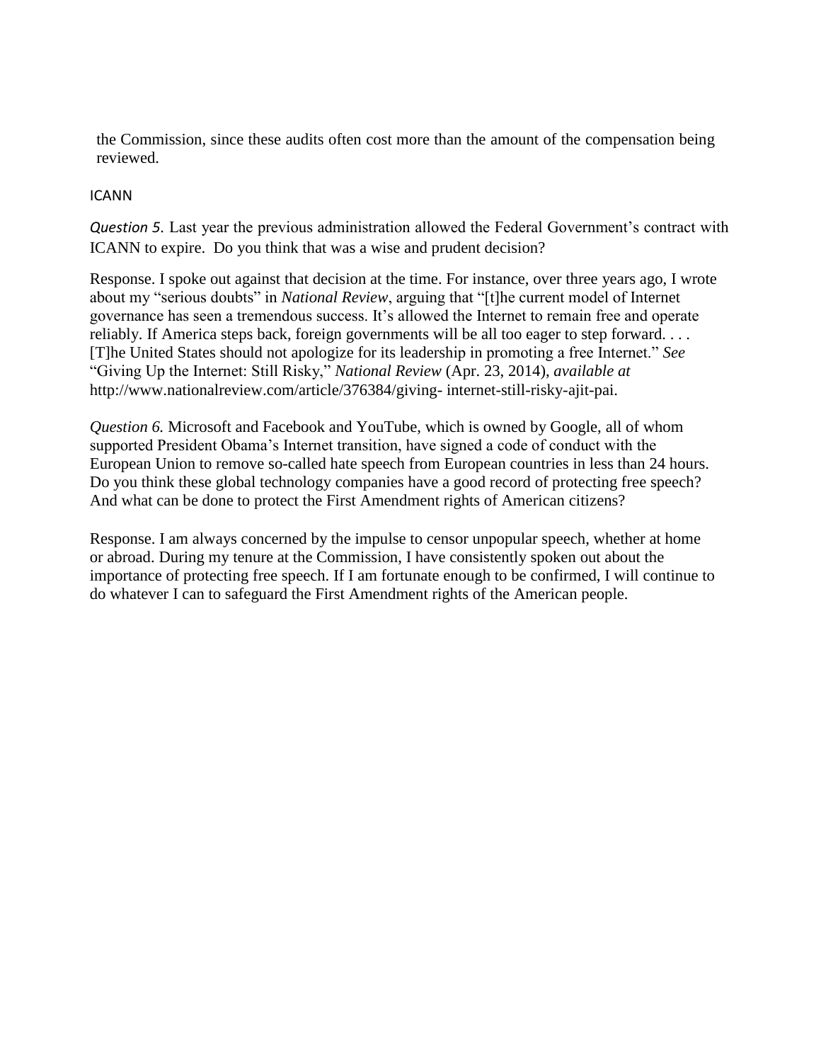the Commission, since these audits often cost more than the amount of the compensation being reviewed.

ICANN

*Question 5.* Last year the previous administration allowed the Federal Government's contract with ICANN to expire. Do you think that was a wise and prudent decision?

Response. I spoke out against that decision at the time. For instance, over three years ago, I wrote about my "serious doubts" in *National Review*, arguing that "[t]he current model of Internet governance has seen a tremendous success. It's allowed the Internet to remain free and operate reliably. If America steps back, foreign governments will be all too eager to step forward. . . . [T]he United States should not apologize for its leadership in promoting a free Internet." *See* "Giving Up the Internet: Still Risky," *National Review* (Apr. 23, 2014), *available at* http://www.nationalreview.com/article/376384/giving- internet-still-risky-ajit-pai.

*Question 6.* Microsoft and Facebook and YouTube, which is owned by Google, all of whom supported President Obama's Internet transition, have signed a code of conduct with the European Union to remove so-called hate speech from European countries in less than 24 hours. Do you think these global technology companies have a good record of protecting free speech? And what can be done to protect the First Amendment rights of American citizens?

Response. I am always concerned by the impulse to censor unpopular speech, whether at home or abroad. During my tenure at the Commission, I have consistently spoken out about the importance of protecting free speech. If I am fortunate enough to be confirmed, I will continue to do whatever I can to safeguard the First Amendment rights of the American people.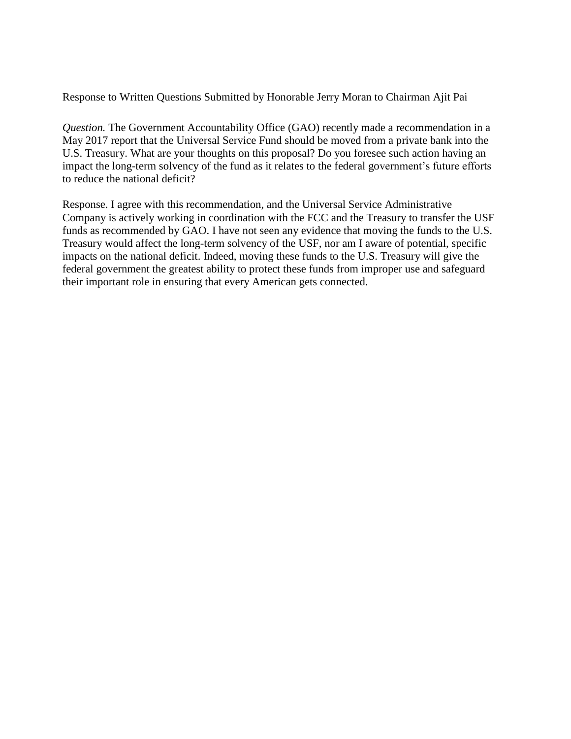Response to Written Questions Submitted by Honorable Jerry Moran to Chairman Ajit Pai

*Question.* The Government Accountability Office (GAO) recently made a recommendation in a May 2017 report that the Universal Service Fund should be moved from a private bank into the U.S. Treasury. What are your thoughts on this proposal? Do you foresee such action having an impact the long-term solvency of the fund as it relates to the federal government's future efforts to reduce the national deficit?

Response. I agree with this recommendation, and the Universal Service Administrative Company is actively working in coordination with the FCC and the Treasury to transfer the USF funds as recommended by GAO. I have not seen any evidence that moving the funds to the U.S. Treasury would affect the long-term solvency of the USF, nor am I aware of potential, specific impacts on the national deficit. Indeed, moving these funds to the U.S. Treasury will give the federal government the greatest ability to protect these funds from improper use and safeguard their important role in ensuring that every American gets connected.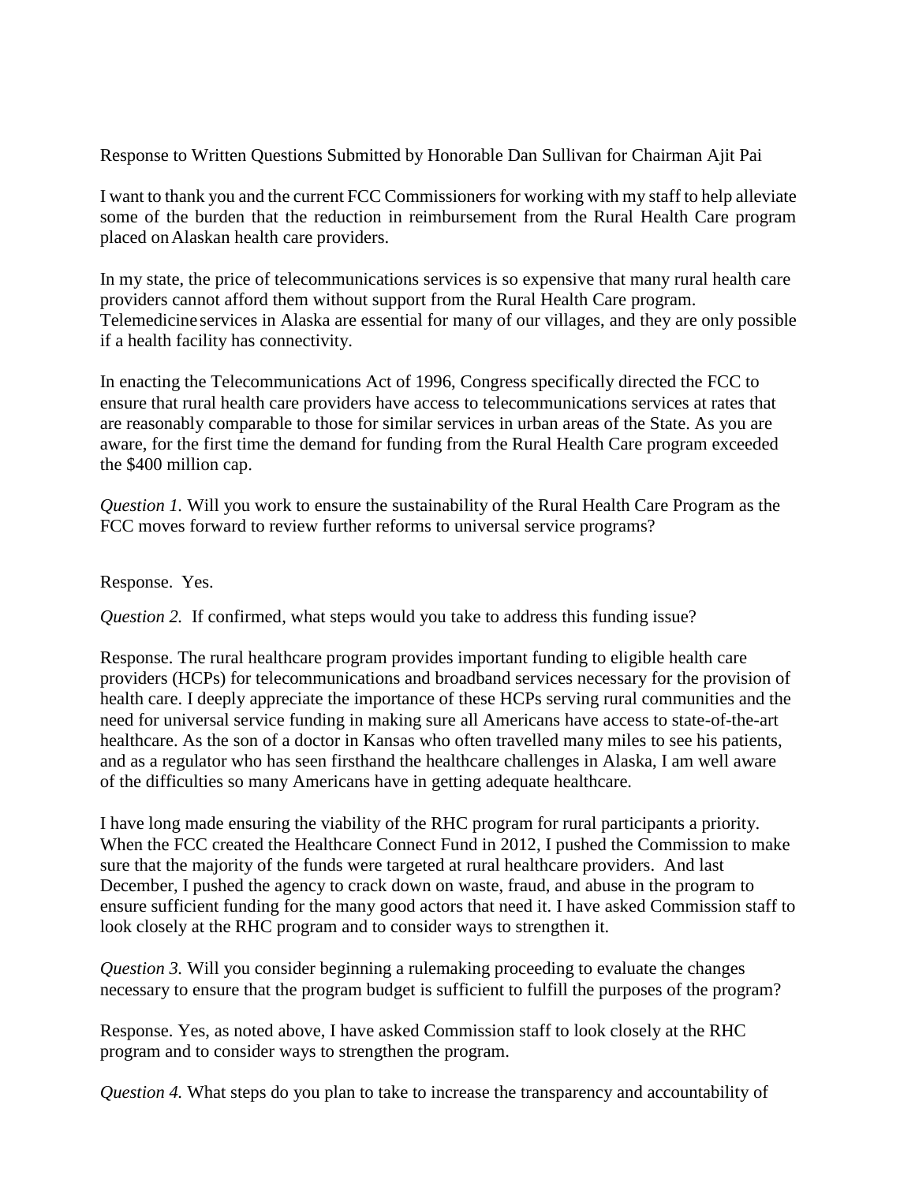Response to Written Questions Submitted by Honorable Dan Sullivan for Chairman Ajit Pai

I want to thank you and the current FCC Commissioners for working with my staff to help alleviate some of the burden that the reduction in reimbursement from the Rural Health Care program placed on Alaskan health care providers.

In my state, the price of telecommunications services is so expensive that many rural health care providers cannot afford them without support from the Rural Health Care program. Telemedicine services in Alaska are essential for many of our villages, and they are only possible if a health facility has connectivity.

In enacting the Telecommunications Act of 1996, Congress specifically directed the FCC to ensure that rural health care providers have access to telecommunications services at rates that are reasonably comparable to those for similar services in urban areas of the State. As you are aware, for the first time the demand for funding from the Rural Health Care program exceeded the $400 million cap.

*Question 1.* Will you work to ensure the sustainability of the Rural Health Care Program as the FCC moves forward to review further reforms to universal service programs?

Response. Yes.

*Question 2.* If confirmed, what steps would you take to address this funding issue?

Response. The rural healthcare program provides important funding to eligible health care providers (HCPs) for telecommunications and broadband services necessary for the provision of health care. I deeply appreciate the importance of these HCPs serving rural communities and the need for universal service funding in making sure all Americans have access to state-of-the-art healthcare. As the son of a doctor in Kansas who often travelled many miles to see his patients, and as a regulator who has seen firsthand the healthcare challenges in Alaska, I am well aware of the difficulties so many Americans have in getting adequate healthcare.

I have long made ensuring the viability of the RHC program for rural participants a priority. When the FCC created the Healthcare Connect Fund in 2012, I pushed the Commission to make sure that the majority of the funds were targeted at rural healthcare providers. And last December, I pushed the agency to crack down on waste, fraud, and abuse in the program to ensure sufficient funding for the many good actors that need it. I have asked Commission staff to look closely at the RHC program and to consider ways to strengthen it.

*Question 3.* Will you consider beginning a rulemaking proceeding to evaluate the changes necessary to ensure that the program budget is sufficient to fulfill the purposes of the program?

Response. Yes, as noted above, I have asked Commission staff to look closely at the RHC program and to consider ways to strengthen the program.

*Question 4.* What steps do you plan to take to increase the transparency and accountability of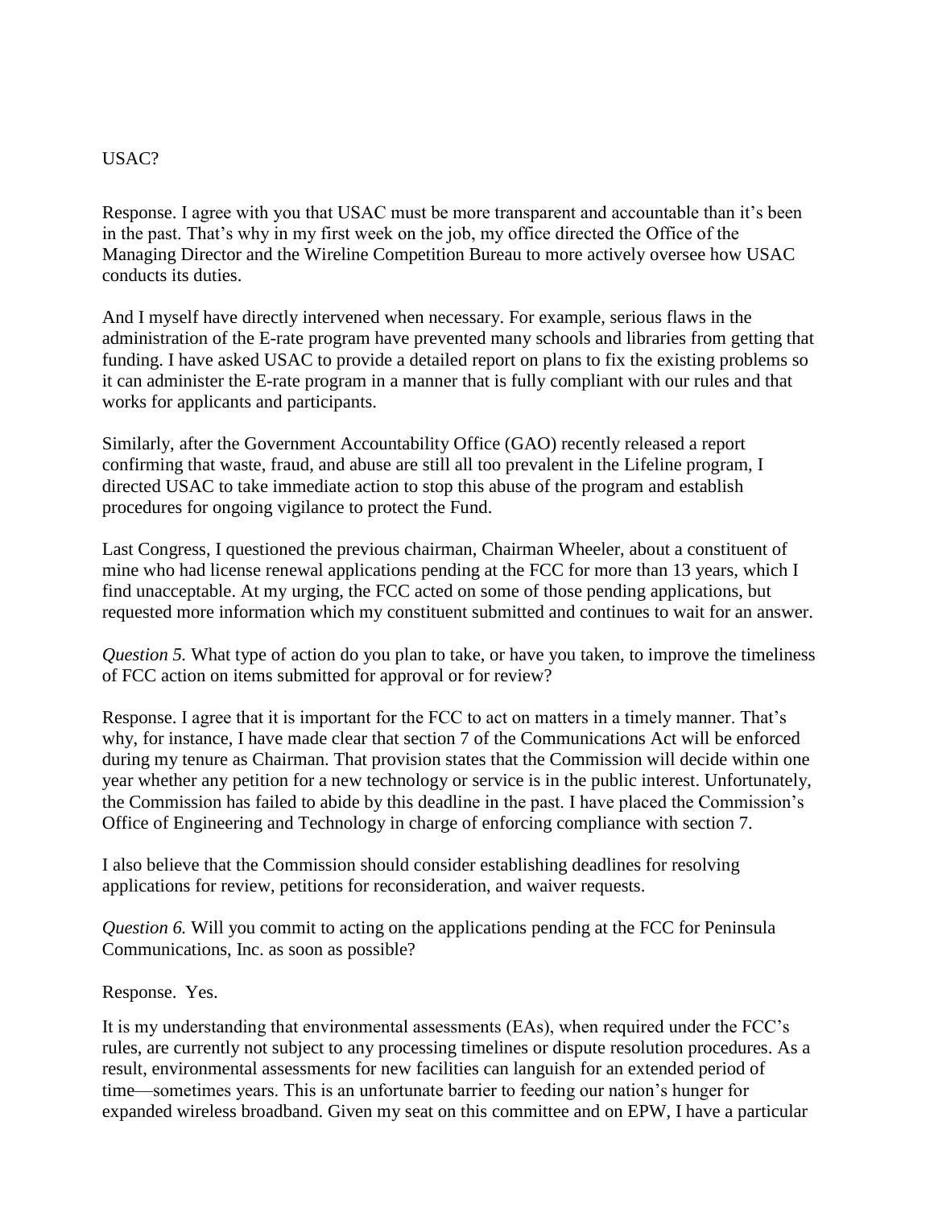USAC?

Response. I agree with you that USAC must be more transparent and accountable than it's been in the past. That's why in my first week on the job, my office directed the Office of the Managing Director and the Wireline Competition Bureau to more actively oversee how USAC conducts its duties.

And I myself have directly intervened when necessary. For example, serious flaws in the administration of the E-rate program have prevented many schools and libraries from getting that funding. I have asked USAC to provide a detailed report on plans to fix the existing problems so it can administer the E-rate program in a manner that is fully compliant with our rules and that works for applicants and participants.

Similarly, after the Government Accountability Office (GAO) recently released a report confirming that waste, fraud, and abuse are still all too prevalent in the Lifeline program, I directed USAC to take immediate action to stop this abuse of the program and establish procedures for ongoing vigilance to protect the Fund.

Last Congress, I questioned the previous chairman, Chairman Wheeler, about a constituent of mine who had license renewal applications pending at the FCC for more than 13 years, which I find unacceptable. At my urging, the FCC acted on some of those pending applications, but requested more information which my constituent submitted and continues to wait for an answer.

*Question 5.* What type of action do you plan to take, or have you taken, to improve the timeliness of FCC action on items submitted for approval or for review?

Response. I agree that it is important for the FCC to act on matters in a timely manner. That's why, for instance, I have made clear that section 7 of the Communications Act will be enforced during my tenure as Chairman. That provision states that the Commission will decide within one year whether any petition for a new technology or service is in the public interest. Unfortunately, the Commission has failed to abide by this deadline in the past. I have placed the Commission's Office of Engineering and Technology in charge of enforcing compliance with section 7.

I also believe that the Commission should consider establishing deadlines for resolving applications for review, petitions for reconsideration, and waiver requests.

*Question 6.* Will you commit to acting on the applications pending at the FCC for Peninsula Communications, Inc. as soon as possible?

Response. Yes.

It is my understanding that environmental assessments (EAs), when required under the FCC's rules, are currently not subject to any processing timelines or dispute resolution procedures. As a result, environmental assessments for new facilities can languish for an extended period of time—sometimes years. This is an unfortunate barrier to feeding our nation's hunger for expanded wireless broadband. Given my seat on this committee and on EPW, I have a particular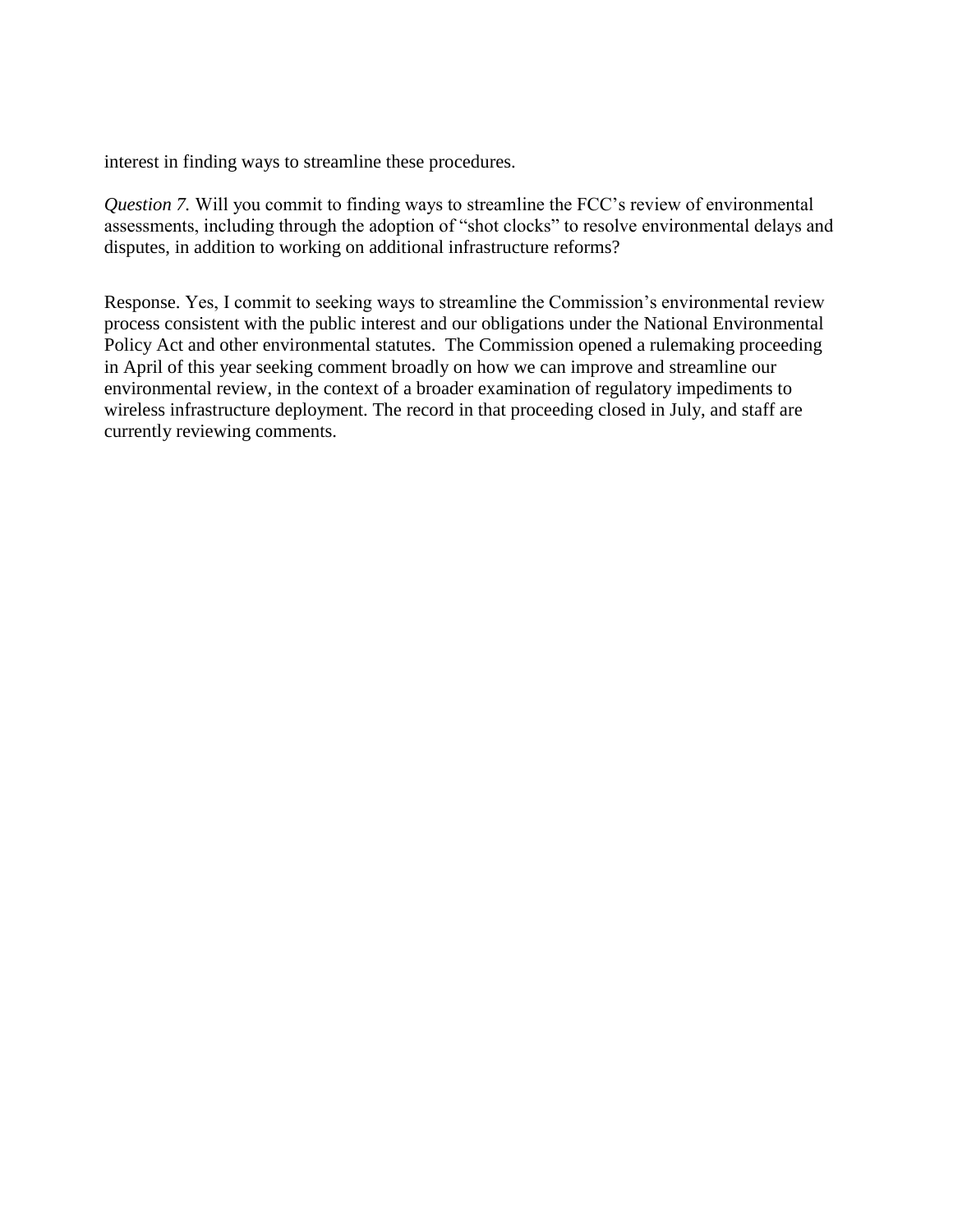interest in finding ways to streamline these procedures.

*Question 7.* Will you commit to finding ways to streamline the FCC's review of environmental assessments, including through the adoption of "shot clocks" to resolve environmental delays and disputes, in addition to working on additional infrastructure reforms?

Response. Yes, I commit to seeking ways to streamline the Commission's environmental review process consistent with the public interest and our obligations under the National Environmental Policy Act and other environmental statutes. The Commission opened a rulemaking proceeding in April of this year seeking comment broadly on how we can improve and streamline our environmental review, in the context of a broader examination of regulatory impediments to wireless infrastructure deployment. The record in that proceeding closed in July, and staff are currently reviewing comments.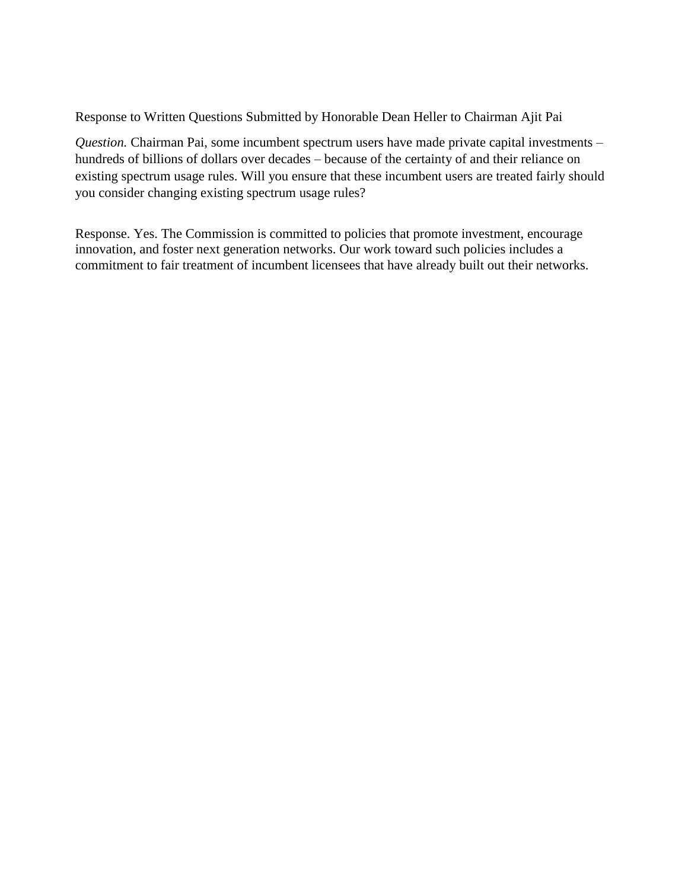Response to Written Questions Submitted by Honorable Dean Heller to Chairman Ajit Pai

*Question.* Chairman Pai, some incumbent spectrum users have made private capital investments – hundreds of billions of dollars over decades – because of the certainty of and their reliance on existing spectrum usage rules. Will you ensure that these incumbent users are treated fairly should you consider changing existing spectrum usage rules?

Response. Yes. The Commission is committed to policies that promote investment, encourage innovation, and foster next generation networks. Our work toward such policies includes a commitment to fair treatment of incumbent licensees that have already built out their networks.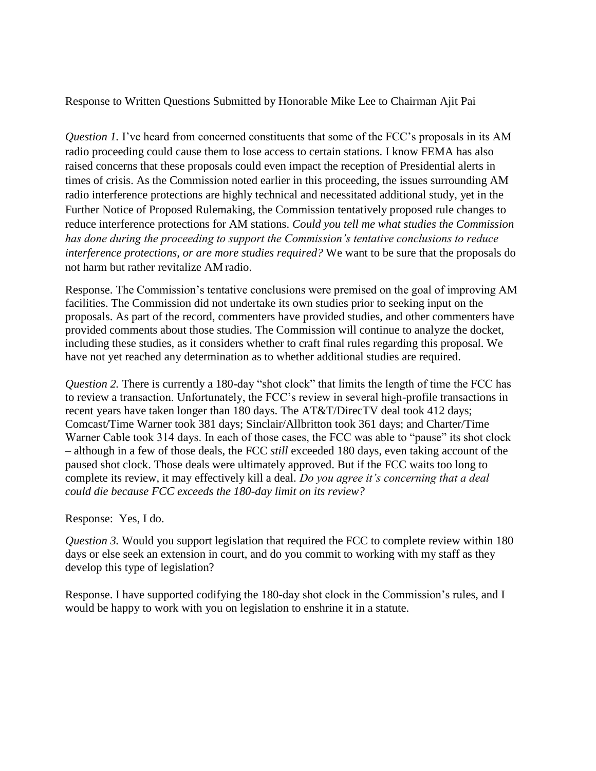Response to Written Questions Submitted by Honorable Mike Lee to Chairman Ajit Pai

*Question 1.* I've heard from concerned constituents that some of the FCC's proposals in its AM radio proceeding could cause them to lose access to certain stations. I know FEMA has also raised concerns that these proposals could even impact the reception of Presidential alerts in times of crisis. As the Commission noted earlier in this proceeding, the issues surrounding AM radio interference protections are highly technical and necessitated additional study, yet in the Further Notice of Proposed Rulemaking, the Commission tentatively proposed rule changes to reduce interference protections for AM stations. *Could you tell me what studies the Commission has done during the proceeding to support the Commission's tentative conclusions to reduce interference protections, or are more studies required?* We want to be sure that the proposals do not harm but rather revitalize AM radio.

Response. The Commission's tentative conclusions were premised on the goal of improving AM facilities. The Commission did not undertake its own studies prior to seeking input on the proposals. As part of the record, commenters have provided studies, and other commenters have provided comments about those studies. The Commission will continue to analyze the docket, including these studies, as it considers whether to craft final rules regarding this proposal. We have not yet reached any determination as to whether additional studies are required.

*Question 2.* There is currently a 180-day "shot clock" that limits the length of time the FCC has to review a transaction. Unfortunately, the FCC's review in several high-profile transactions in recent years have taken longer than 180 days. The AT&T/DirecTV deal took 412 days; Comcast/Time Warner took 381 days; Sinclair/Allbritton took 361 days; and Charter/Time Warner Cable took 314 days. In each of those cases, the FCC was able to "pause" its shot clock – although in a few of those deals, the FCC *still* exceeded 180 days, even taking account of the paused shot clock. Those deals were ultimately approved. But if the FCC waits too long to complete its review, it may effectively kill a deal. *Do you agree it's concerning that a deal could die because FCC exceeds the 180-day limit on its review?*

Response: Yes, I do.

*Question 3.* Would you support legislation that required the FCC to complete review within 180 days or else seek an extension in court, and do you commit to working with my staff as they develop this type of legislation?

Response. I have supported codifying the 180-day shot clock in the Commission's rules, and I would be happy to work with you on legislation to enshrine it in a statute.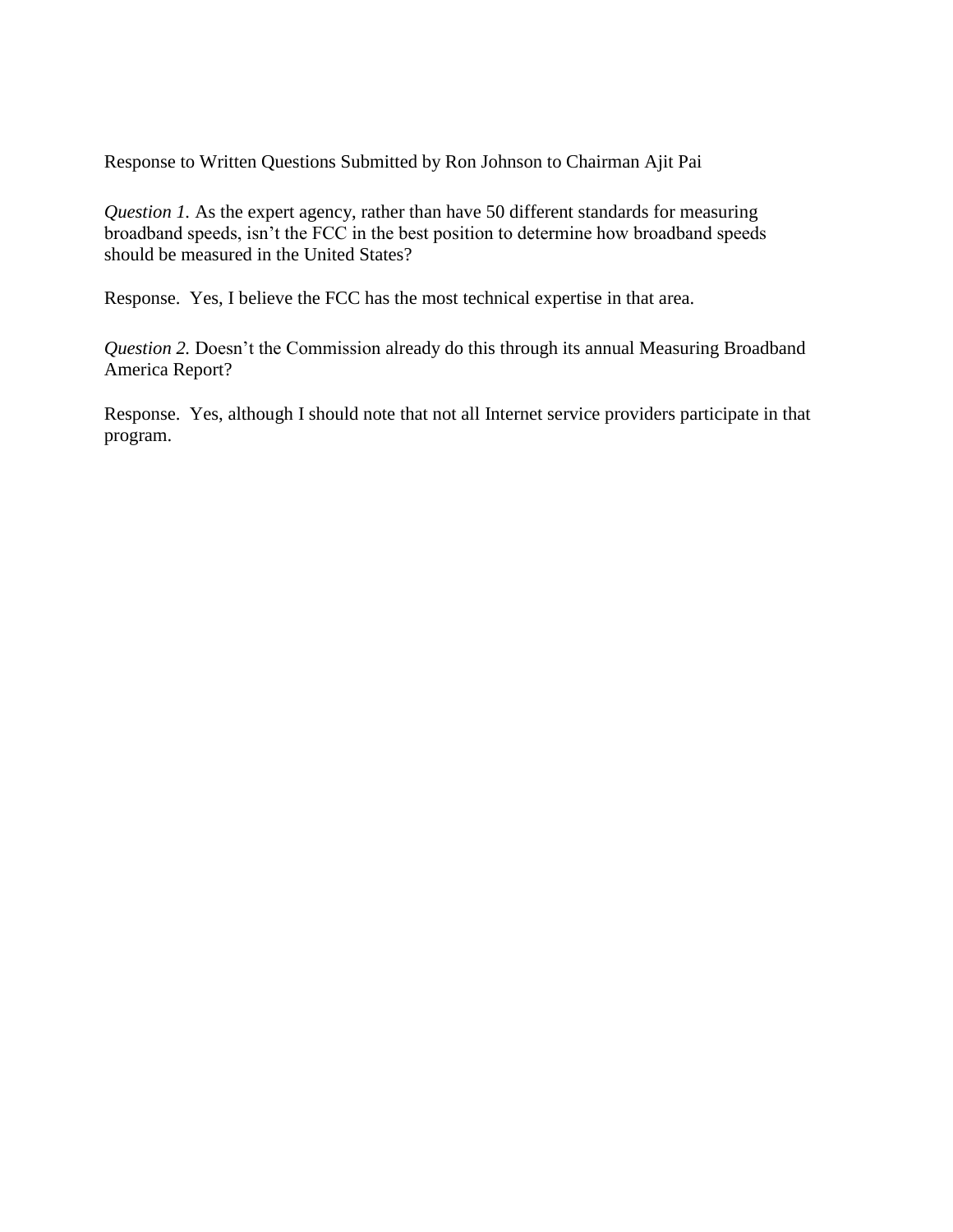Response to Written Questions Submitted by Ron Johnson to Chairman Ajit Pai

*Question 1.* As the expert agency, rather than have 50 different standards for measuring broadband speeds, isn't the FCC in the best position to determine how broadband speeds should be measured in the United States?

Response. Yes, I believe the FCC has the most technical expertise in that area.

*Question 2.* Doesn't the Commission already do this through its annual Measuring Broadband America Report?

Response. Yes, although I should note that not all Internet service providers participate in that program.